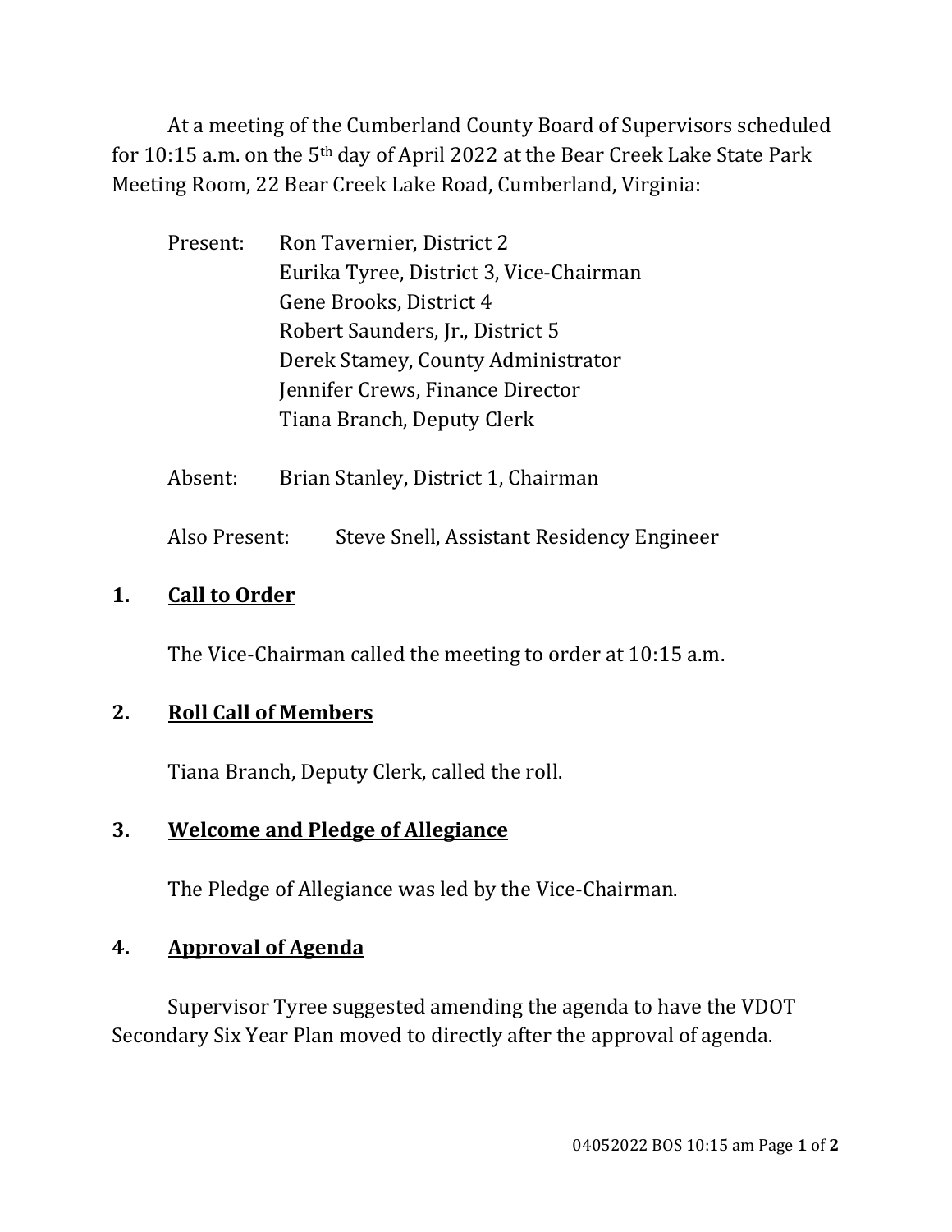At a meeting of the Cumberland County Board of Supervisors scheduled for 10:15 a.m. on the 5th day of April 2022 at the Bear Creek Lake State Park Meeting Room, 22 Bear Creek Lake Road, Cumberland, Virginia:

Present: Ron Tavernier, District 2
Eurika Tyree, District 3, Vice-Chairman
Gene Brooks, District 4
Robert Saunders, Jr., District 5
Derek Stamey, County Administrator
Jennifer Crews, Finance Director
Tiana Branch, Deputy Clerk

Absent: Brian Stanley, District 1, Chairman

Also Present: Steve Snell, Assistant Residency Engineer

## 1. Call to Order

The Vice-Chairman called the meeting to order at 10:15 a.m.

## 2. Roll Call of Members

Tiana Branch, Deputy Clerk, called the roll.

## 3. Welcome and Pledge of Allegiance

The Pledge of Allegiance was led by the Vice-Chairman.

## 4. Approval of Agenda

Supervisor Tyree suggested amending the agenda to have the VDOT Secondary Six Year Plan moved to directly after the approval of agenda.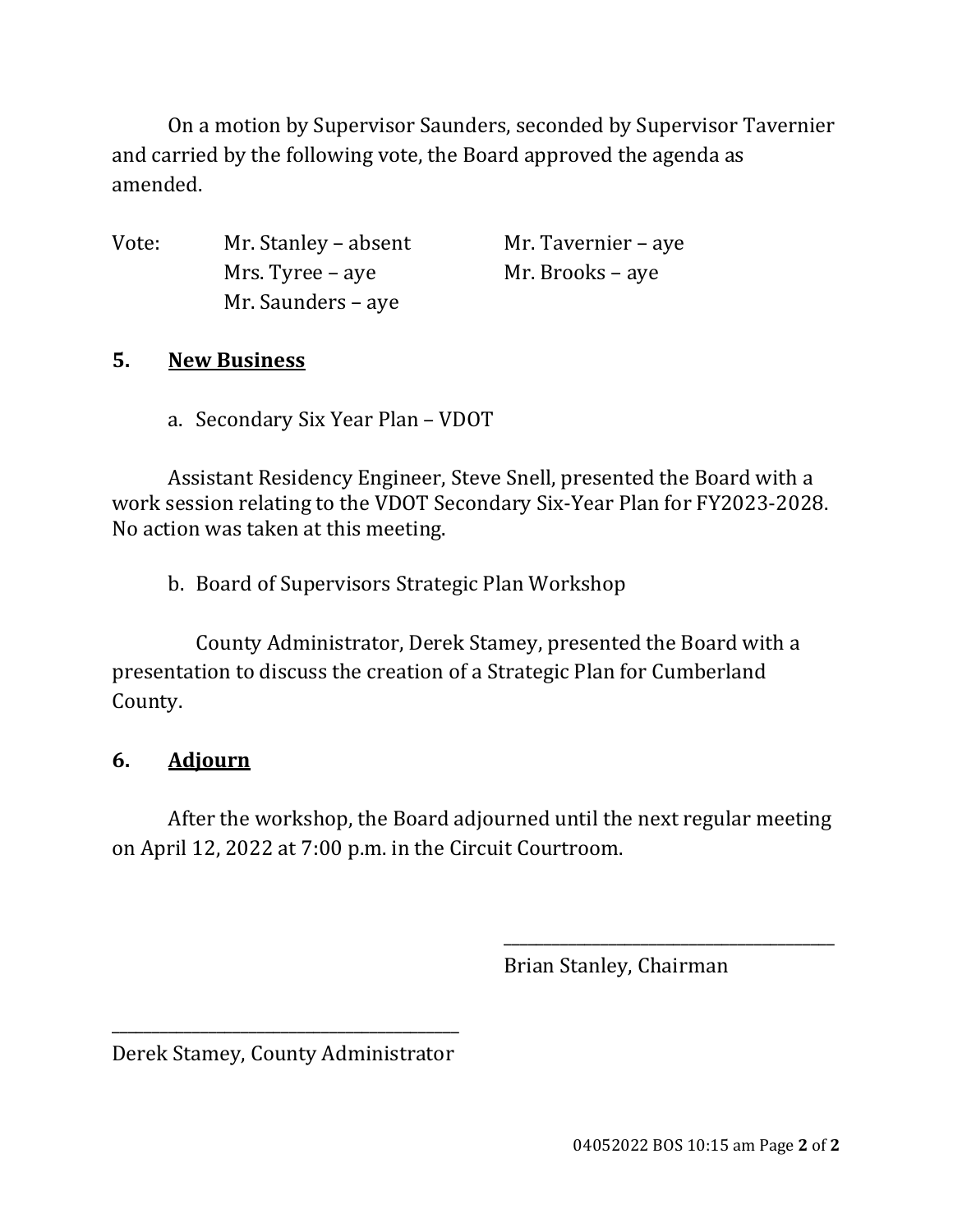On a motion by Supervisor Saunders, seconded by Supervisor Tavernier and carried by the following vote, the Board approved the agenda as amended.

| | | |
|---|---|---|
| Vote: | Mr. Stanley – absent | Mr. Tavernier – aye |
| | Mrs. Tyree – aye | Mr. Brooks – aye |
| | Mr. Saunders – aye | |

## 5. New Business

a. Secondary Six Year Plan – VDOT

Assistant Residency Engineer, Steve Snell, presented the Board with a work session relating to the VDOT Secondary Six-Year Plan for FY2023-2028. No action was taken at this meeting.

b. Board of Supervisors Strategic Plan Workshop

County Administrator, Derek Stamey, presented the Board with a presentation to discuss the creation of a Strategic Plan for Cumberland County.

## 6. Adjourn

After the workshop, the Board adjourned until the next regular meeting on April 12, 2022 at 7:00 p.m. in the Circuit Courtroom.

\_\_\_\_\_\_\_\_\_\_\_\_\_\_\_\_\_\_\_\_\_\_\_\_\_\_\_\_\_\_\_\_\_\_\_\_\_\_\_\_

Brian Stanley, Chairman

\_\_\_\_\_\_\_\_\_\_\_\_\_\_\_\_\_\_\_\_\_\_\_\_\_\_\_\_\_\_\_\_\_\_\_\_\_\_\_\_

Derek Stamey, County Administrator